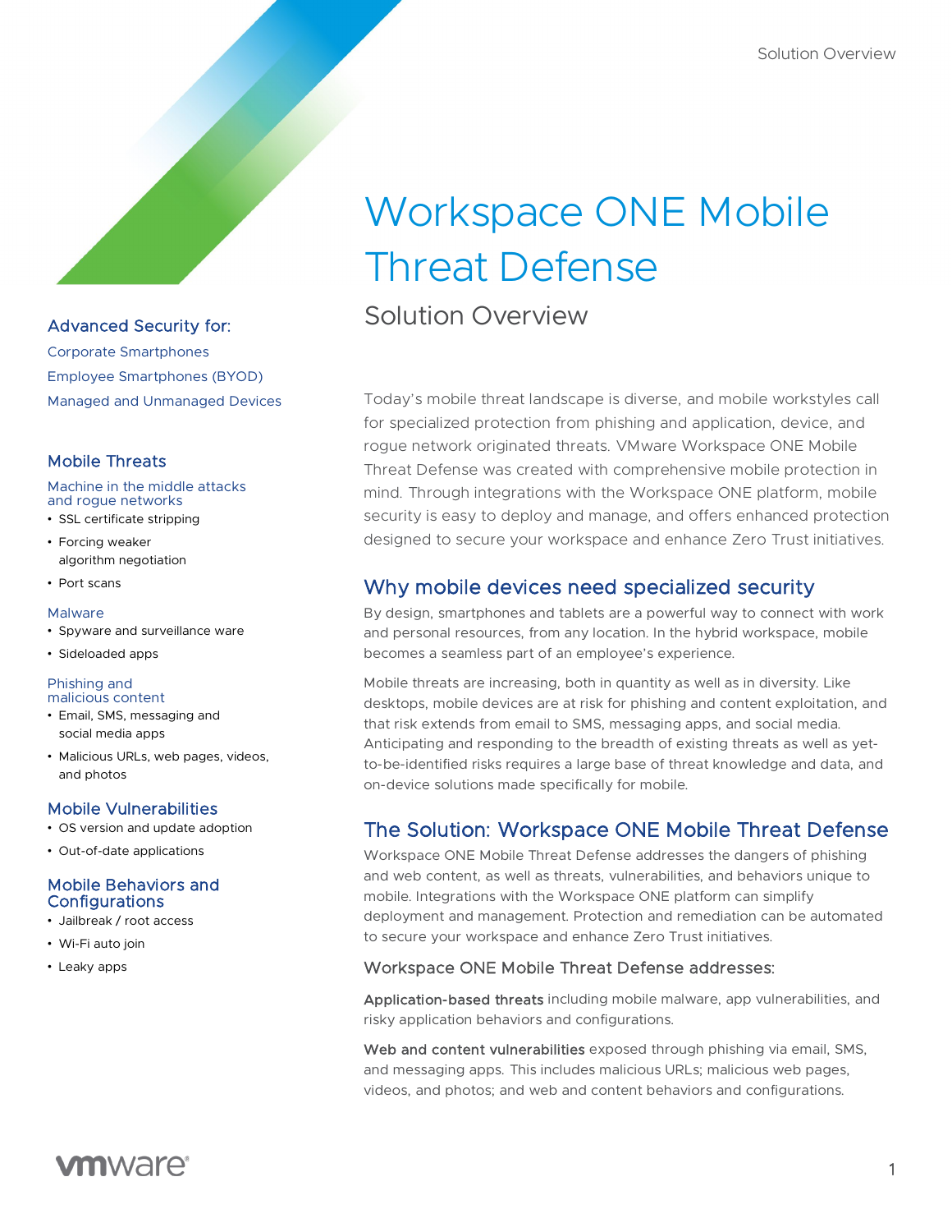# Workspace ONE Mobile Threat Defense

## Solution Overview

Today's mobile threat landscape is diverse, and mobile workstyles call for specialized protection from phishing and application, device, and rogue network originated threats. VMware Workspace ONE Mobile Threat Defense was created with comprehensive mobile protection in mind. Through integrations with the Workspace ONE platform, mobile security is easy to deploy and manage, and offers enhanced protection designed to secure your workspace and enhance Zero Trust initiatives.

## Why mobile devices need specialized security

By design, smartphones and tablets are a powerful way to connect with work and personal resources, from any location. In the hybrid workspace, mobile becomes a seamless part of an employee's experience.

Mobile threats are increasing, both in quantity as well as in diversity. Like desktops, mobile devices are at risk for phishing and content exploitation, and that risk extends from email to SMS, messaging apps, and social media. Anticipating and responding to the breadth of existing threats as well as yet-to-be-identified risks requires a large base of threat knowledge and data, and on-device solutions made specifically for mobile.

## The Solution: Workspace ONE Mobile Threat Defense

Workspace ONE Mobile Threat Defense addresses the dangers of phishing and web content, as well as threats, vulnerabilities, and behaviors unique to mobile. Integrations with the Workspace ONE platform can simplify deployment and management. Protection and remediation can be automated to secure your workspace and enhance Zero Trust initiatives.

### Workspace ONE Mobile Threat Defense addresses:

**Application-based threats** including mobile malware, app vulnerabilities, and risky application behaviors and configurations.

**Web and content vulnerabilities** exposed through phishing via email, SMS, and messaging apps. This includes malicious URLs; malicious web pages, videos, and photos; and web and content behaviors and configurations.

### Advanced Security for:

Corporate Smartphones

Employee Smartphones (BYOD)

Managed and Unmanaged Devices

### Mobile Threats

#### Machine in the middle attacks and rogue networks

- SSL certificate stripping
- Forcing weaker algorithm negotiation
- Port scans

#### Malware

- Spyware and surveillance ware
- Sideloaded apps

#### Phishing and malicious content

- Email, SMS, messaging and social media apps
- Malicious URLs, web pages, videos, and photos

### Mobile Vulnerabilities

- OS version and update adoption
- Out-of-date applications

### Mobile Behaviors and Configurations

- Jailbreak / root access
- Wi-Fi auto join
- Leaky apps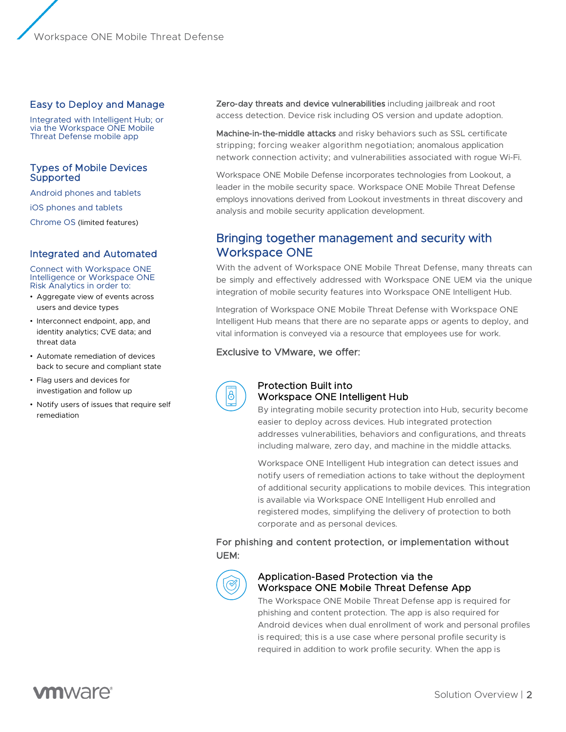## Easy to Deploy and Manage

Integrated with Intelligent Hub; or via the Workspace ONE Mobile Threat Defense mobile app

## Types of Mobile Devices Supported

Android phones and tablets

iOS phones and tablets

Chrome OS (limited features)

## Integrated and Automated

Connect with Workspace ONE Intelligence or Workspace ONE Risk Analytics in order to:

- Aggregate view of events across users and device types
- Interconnect endpoint, app, and identity analytics; CVE data; and threat data
- Automate remediation of devices back to secure and compliant state
- Flag users and devices for investigation and follow up
- Notify users of issues that require self remediation

**Zero-day threats and device vulnerabilities** including jailbreak and root access detection. Device risk including OS version and update adoption.

**Machine-in-the-middle attacks** and risky behaviors such as SSL certificate stripping; forcing weaker algorithm negotiation; anomalous application network connection activity; and vulnerabilities associated with rogue Wi-Fi.

Workspace ONE Mobile Defense incorporates technologies from Lookout, a leader in the mobile security space. Workspace ONE Mobile Threat Defense employs innovations derived from Lookout investments in threat discovery and analysis and mobile security application development.

## Bringing together management and security with Workspace ONE

With the advent of Workspace ONE Mobile Threat Defense, many threats can be simply and effectively addressed with Workspace ONE UEM via the unique integration of mobile security features into Workspace ONE Intelligent Hub.

Integration of Workspace ONE Mobile Threat Defense with Workspace ONE Intelligent Hub means that there are no separate apps or agents to deploy, and vital information is conveyed via a resource that employees use for work.

### Exclusive to VMware, we offer:

#### Protection Built into Workspace ONE Intelligent Hub

By integrating mobile security protection into Hub, security become easier to deploy across devices. Hub integrated protection addresses vulnerabilities, behaviors and configurations, and threats including malware, zero day, and machine in the middle attacks.

Workspace ONE Intelligent Hub integration can detect issues and notify users of remediation actions to take without the deployment of additional security applications to mobile devices. This integration is available via Workspace ONE Intelligent Hub enrolled and registered modes, simplifying the delivery of protection to both corporate and as personal devices.

### For phishing and content protection, or implementation without UEM:

#### Application-Based Protection via the Workspace ONE Mobile Threat Defense App

The Workspace ONE Mobile Threat Defense app is required for phishing and content protection. The app is also required for Android devices when dual enrollment of work and personal profiles is required; this is a use case where personal profile security is required in addition to work profile security. When the app is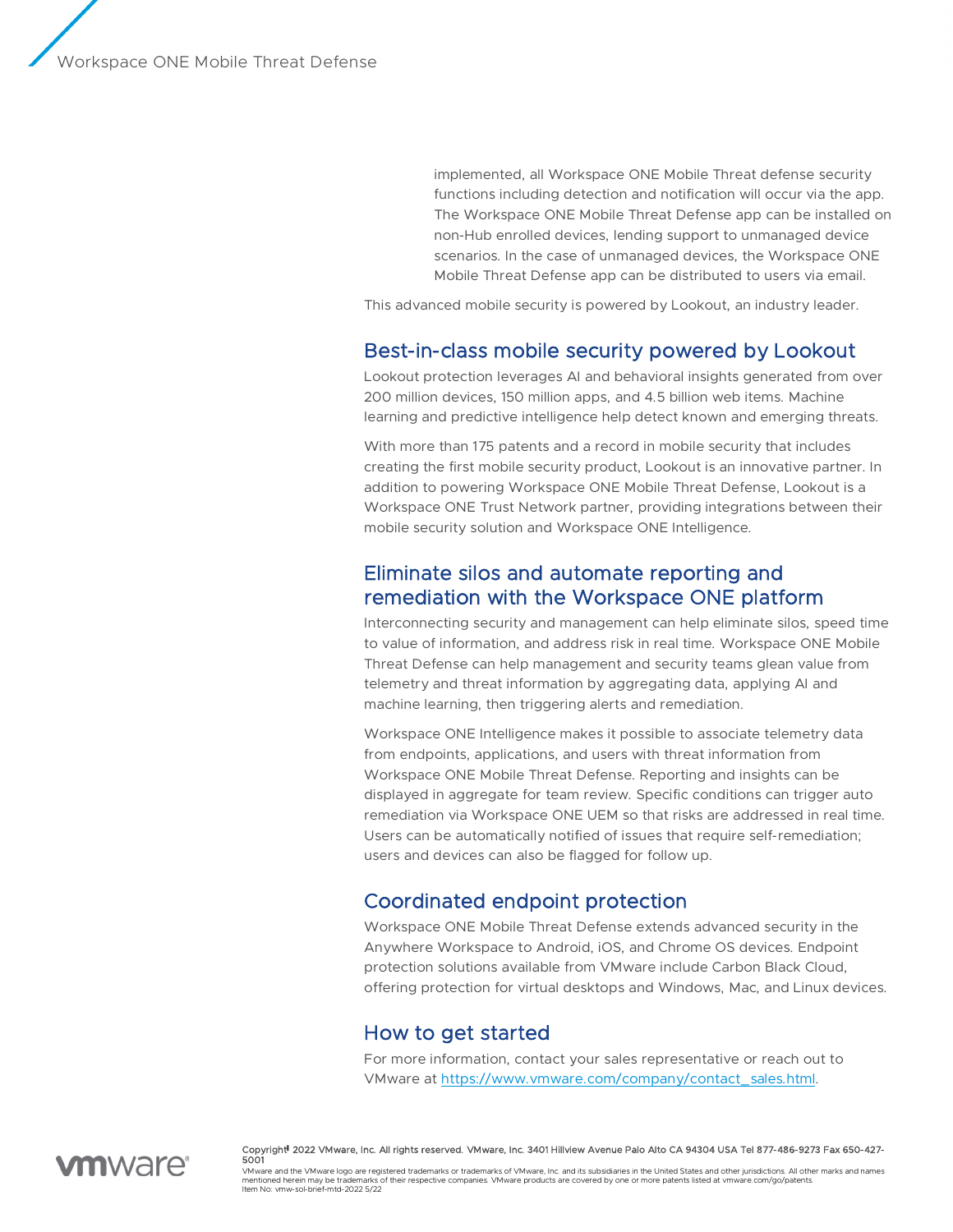implemented, all Workspace ONE Mobile Threat defense security functions including detection and notification will occur via the app. The Workspace ONE Mobile Threat Defense app can be installed on non-Hub enrolled devices, lending support to unmanaged device scenarios. In the case of unmanaged devices, the Workspace ONE Mobile Threat Defense app can be distributed to users via email.

This advanced mobile security is powered by Lookout, an industry leader.

## Best-in-class mobile security powered by Lookout

Lookout protection leverages AI and behavioral insights generated from over 200 million devices, 150 million apps, and 4.5 billion web items. Machine learning and predictive intelligence help detect known and emerging threats.

With more than 175 patents and a record in mobile security that includes creating the first mobile security product, Lookout is an innovative partner. In addition to powering Workspace ONE Mobile Threat Defense, Lookout is a Workspace ONE Trust Network partner, providing integrations between their mobile security solution and Workspace ONE Intelligence.

## Eliminate silos and automate reporting and remediation with the Workspace ONE platform

Interconnecting security and management can help eliminate silos, speed time to value of information, and address risk in real time. Workspace ONE Mobile Threat Defense can help management and security teams glean value from telemetry and threat information by aggregating data, applying AI and machine learning, then triggering alerts and remediation.

Workspace ONE Intelligence makes it possible to associate telemetry data from endpoints, applications, and users with threat information from Workspace ONE Mobile Threat Defense. Reporting and insights can be displayed in aggregate for team review. Specific conditions can trigger auto remediation via Workspace ONE UEM so that risks are addressed in real time. Users can be automatically notified of issues that require self-remediation; users and devices can also be flagged for follow up.

## Coordinated endpoint protection

Workspace ONE Mobile Threat Defense extends advanced security in the Anywhere Workspace to Android, iOS, and Chrome OS devices. Endpoint protection solutions available from VMware include Carbon Black Cloud, offering protection for virtual desktops and Windows, Mac, and Linux devices.

## How to get started

For more information, contact your sales representative or reach out to VMware at https://www.vmware.com/company/contact_sales.html.

Copyright © 2022 VMware, Inc. All rights reserved. VMware, Inc. 3401 Hillview Avenue Palo Alto CA 94304 USA Tel 877-486-9273 Fax 650-427-5001
VMware and the VMware logo are registered trademarks or trademarks of VMware, Inc. and its subsidiaries in the United States and other jurisdictions. All other marks and names mentioned herein may be trademarks of their respective companies. VMware products are covered by one or more patents listed at vmware.com/go/patents.
Item No: vmw-sol-brief-mtd-2022 5/22